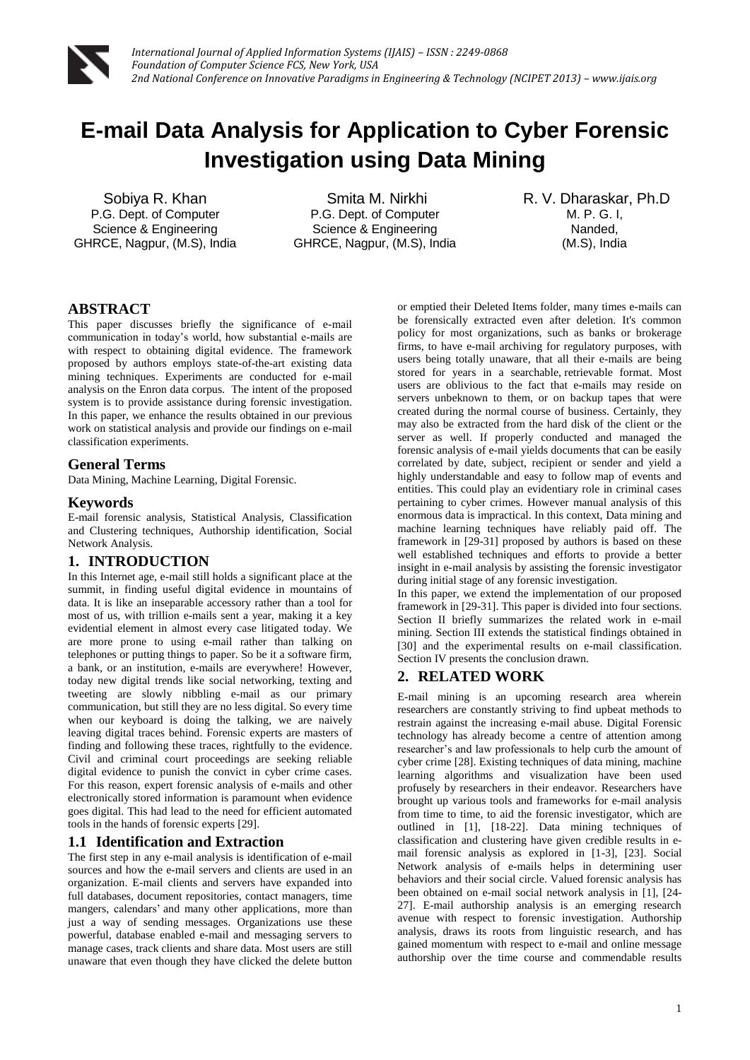# E-mail Data Analysis for Application to Cyber Forensic Investigation using Data Mining

Sobiya R. Khan
P.G. Dept. of Computer Science & Engineering
GHRCE, Nagpur, (M.S), India

Smita M. Nirkhi
P.G. Dept. of Computer Science & Engineering
GHRCE, Nagpur, (M.S), India

R. V. Dharaskar, Ph.D
M. P. G. I, Nanded, (M.S), India

## ABSTRACT

This paper discusses briefly the significance of e-mail communication in today's world, how substantial e-mails are with respect to obtaining digital evidence. The framework proposed by authors employs state-of-the-art existing data mining techniques. Experiments are conducted for e-mail analysis on the Enron data corpus. The intent of the proposed system is to provide assistance during forensic investigation. In this paper, we enhance the results obtained in our previous work on statistical analysis and provide our findings on e-mail classification experiments.

## General Terms

Data Mining, Machine Learning, Digital Forensic.

## Keywords

E-mail forensic analysis, Statistical Analysis, Classification and Clustering techniques, Authorship identification, Social Network Analysis.

## 1. INTRODUCTION

In this Internet age, e-mail still holds a significant place at the summit, in finding useful digital evidence in mountains of data. It is like an inseparable accessory rather than a tool for most of us, with trillion e-mails sent a year, making it a key evidential element in almost every case litigated today. We are more prone to using e-mail rather than talking on telephones or putting things to paper. So be it a software firm, a bank, or an institution, e-mails are everywhere! However, today new digital trends like social networking, texting and tweeting are slowly nibbling e-mail as our primary communication, but still they are no less digital. So every time when our keyboard is doing the talking, we are naively leaving digital traces behind. Forensic experts are masters of finding and following these traces, rightfully to the evidence. Civil and criminal court proceedings are seeking reliable digital evidence to punish the convict in cyber crime cases. For this reason, expert forensic analysis of e-mails and other electronically stored information is paramount when evidence goes digital. This had lead to the need for efficient automated tools in the hands of forensic experts [29].

### 1.1 Identification and Extraction

The first step in any e-mail analysis is identification of e-mail sources and how the e-mail servers and clients are used in an organization. E-mail clients and servers have expanded into full databases, document repositories, contact managers, time mangers, calendars' and many other applications, more than just a way of sending messages. Organizations use these powerful, database enabled e-mail and messaging servers to manage cases, track clients and share data. Most users are still unaware that even though they have clicked the delete button or emptied their Deleted Items folder, many times e-mails can be forensically extracted even after deletion. It's common policy for most organizations, such as banks or brokerage firms, to have e-mail archiving for regulatory purposes, with users being totally unaware, that all their e-mails are being stored for years in a searchable, retrievable format. Most users are oblivious to the fact that e-mails may reside on servers unbeknown to them, or on backup tapes that were created during the normal course of business. Certainly, they may also be extracted from the hard disk of the client or the server as well. If properly conducted and managed the forensic analysis of e-mail yields documents that can be easily correlated by date, subject, recipient or sender and yield a highly understandable and easy to follow map of events and entities. This could play an evidentiary role in criminal cases pertaining to cyber crimes. However manual analysis of this enormous data is impractical. In this context, Data mining and machine learning techniques have reliably paid off. The framework in [29-31] proposed by authors is based on these well established techniques and efforts to provide a better insight in e-mail analysis by assisting the forensic investigator during initial stage of any forensic investigation.

In this paper, we extend the implementation of our proposed framework in [29-31]. This paper is divided into four sections. Section II briefly summarizes the related work in e-mail mining. Section III extends the statistical findings obtained in [30] and the experimental results on e-mail classification. Section IV presents the conclusion drawn.

## 2. RELATED WORK

E-mail mining is an upcoming research area wherein researchers are constantly striving to find upbeat methods to restrain against the increasing e-mail abuse. Digital Forensic technology has already become a centre of attention among researcher's and law professionals to help curb the amount of cyber crime [28]. Existing techniques of data mining, machine learning algorithms and visualization have been used profusely by researchers in their endeavor. Researchers have brought up various tools and frameworks for e-mail analysis from time to time, to aid the forensic investigator, which are outlined in [1], [18-22]. Data mining techniques of classification and clustering have given credible results in e-mail forensic analysis as explored in [1-3], [23]. Social Network analysis of e-mails helps in determining user behaviors and their social circle. Valued forensic analysis has been obtained on e-mail social network analysis in [1], [24-27]. E-mail authorship analysis is an emerging research avenue with respect to forensic investigation. Authorship analysis, draws its roots from linguistic research, and has gained momentum with respect to e-mail and online message authorship over the time course and commendable results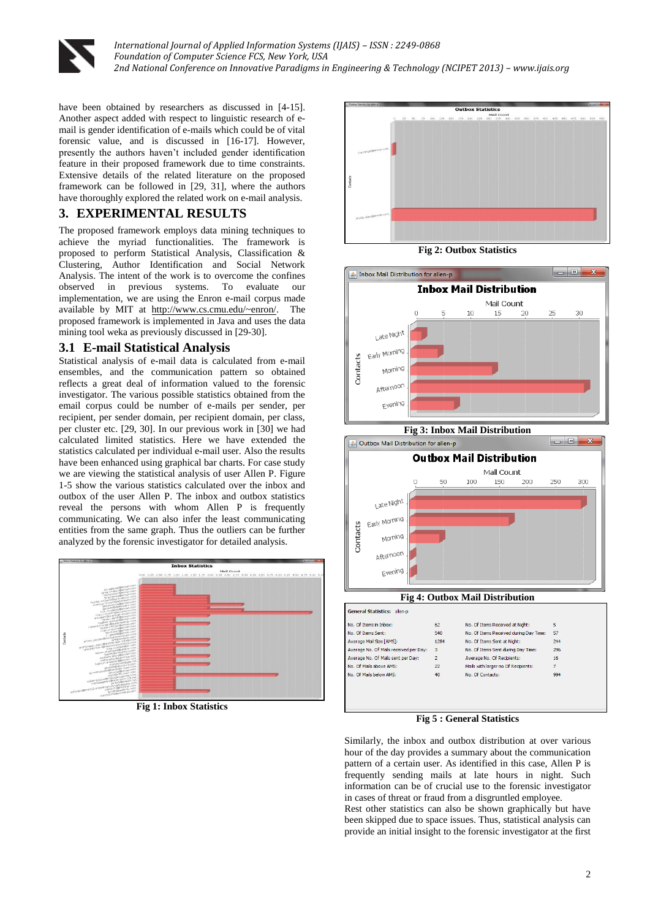have been obtained by researchers as discussed in [4-15]. Another aspect added with respect to linguistic research of e-mail is gender identification of e-mails which could be of vital forensic value, and is discussed in [16-17]. However, presently the authors haven't included gender identification feature in their proposed framework due to time constraints. Extensive details of the related literature on the proposed framework can be followed in [29, 31], where the authors have thoroughly explored the related work on e-mail analysis.

## 3. EXPERIMENTAL RESULTS

The proposed framework employs data mining techniques to achieve the myriad functionalities. The framework is proposed to perform Statistical Analysis, Classification & Clustering, Author Identification and Social Network Analysis. The intent of the work is to overcome the confines observed in previous systems. To evaluate our implementation, we are using the Enron e-mail corpus made available by MIT at http://www.cs.cmu.edu/~enron/. The proposed framework is implemented in Java and uses the data mining tool weka as previously discussed in [29-30].

### 3.1 E-mail Statistical Analysis

Statistical analysis of e-mail data is calculated from e-mail ensembles, and the communication pattern so obtained reflects a great deal of information valued to the forensic investigator. The various possible statistics obtained from the email corpus could be number of e-mails per sender, per recipient, per sender domain, per recipient domain, per class, per cluster etc. [29, 30]. In our previous work in [30] we had calculated limited statistics. Here we have extended the statistics calculated per individual e-mail user. Also the results have been enhanced using graphical bar charts. For case study we are viewing the statistical analysis of user Allen P. Figure 1-5 show the various statistics calculated over the inbox and outbox of the user Allen P. The inbox and outbox statistics reveal the persons with whom Allen P is frequently communicating. We can also infer the least communicating entities from the same graph. Thus the outliers can be further analyzed by the forensic investigator for detailed analysis.

**Fig 1: Inbox Statistics**

**Fig 2: Outbox Statistics**

**Fig 3: Inbox Mail Distribution**

**Fig 4: Outbox Mail Distribution**

| General Statistics: allen-p | | | |
|---|---|---|---|
| No. Of Items in Inbox: | 62 | No. Of Items Received at Night: | 5 |
| No. Of Items Sent: | 540 | No. Of Items Received during Day Time: | 57 |
| Average Mail Size [AMS]: | 1284 | No. Of Items Sent at Night: | 244 |
| Average No. Of Mails received per Day: | 3 | No. Of Items Sent during Day Time: | 296 |
| Average No. Of Mails sent per Day: | 2 | Average No. Of Recipients: | 16 |
| No. Of Mails above AMS: | 22 | Mails with larger no Of Recipients: | 7 |
| No. Of Mails below AMS: | 40 | No. Of Contacts: | 994 |

**Fig 5 : General Statistics**

Similarly, the inbox and outbox distribution at over various hour of the day provides a summary about the communication pattern of a certain user. As identified in this case, Allen P is frequently sending mails at late hours in night. Such information can be of crucial use to the forensic investigator in cases of threat or fraud from a disgruntled employee.

Rest other statistics can also be shown graphically but have been skipped due to space issues. Thus, statistical analysis can provide an initial insight to the forensic investigator at the first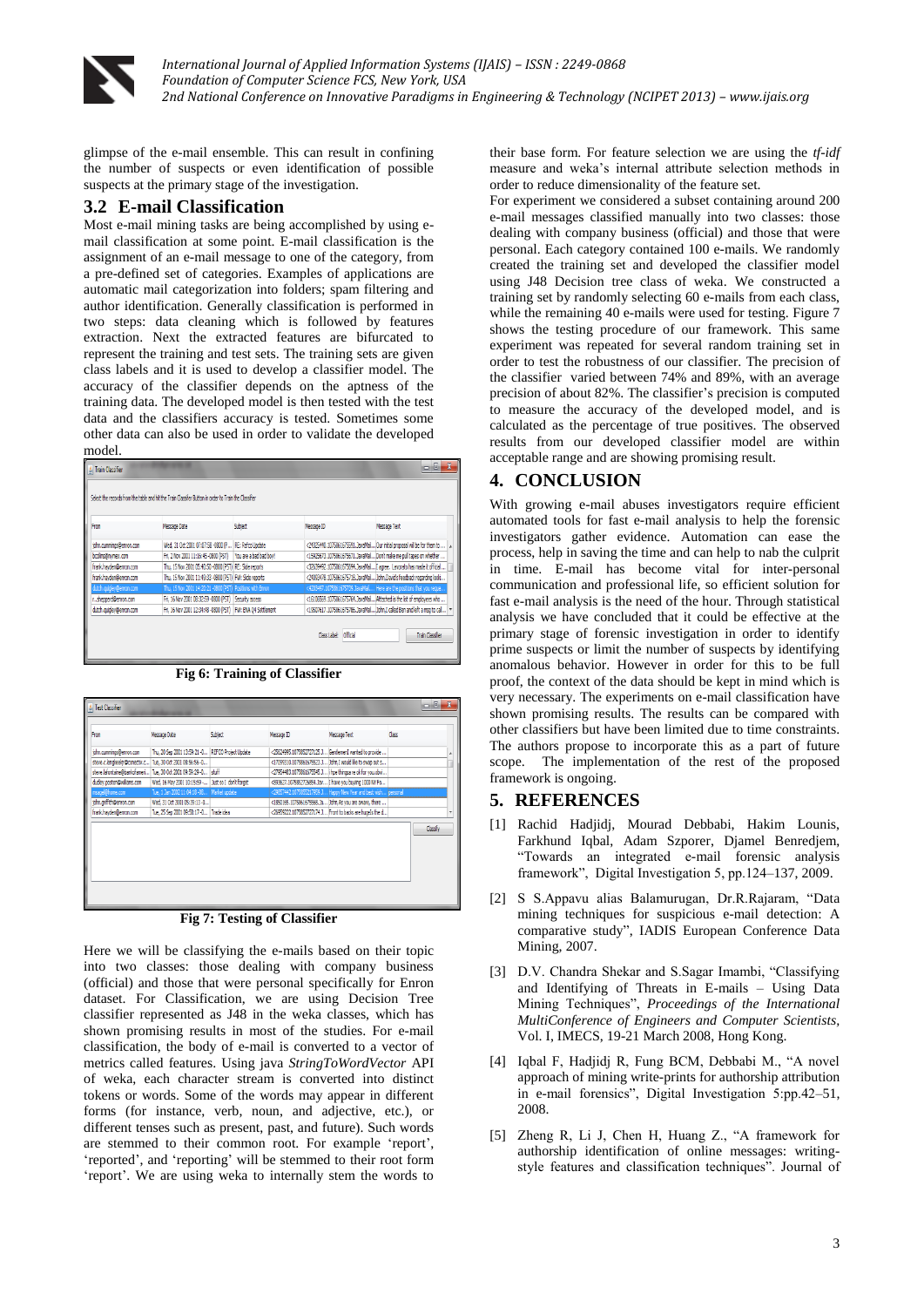glimpse of the e-mail ensemble. This can result in confining the number of suspects or even identification of possible suspects at the primary stage of the investigation.

## 3.2 E-mail Classification

Most e-mail mining tasks are being accomplished by using e-mail classification at some point. E-mail classification is the assignment of an e-mail message to one of the category, from a pre-defined set of categories. Examples of applications are automatic mail categorization into folders; spam filtering and author identification. Generally classification is performed in two steps: data cleaning which is followed by features extraction. Next the extracted features are bifurcated to represent the training and test sets. The training sets are given class labels and it is used to develop a classifier model. The accuracy of the classifier depends on the aptness of the training data. The developed model is then tested with the test data and the classifiers accuracy is tested. Sometimes some other data can also be used in order to validate the developed model.

**Fig 6: Training of Classifier**

**Fig 7: Testing of Classifier**

Here we will be classifying the e-mails based on their topic into two classes: those dealing with company business (official) and those that were personal specifically for Enron dataset. For Classification, we are using Decision Tree classifier represented as J48 in the weka classes, which has shown promising results in most of the studies. For e-mail classification, the body of e-mail is converted to a vector of metrics called features. Using java *StringToWordVector* API of weka, each character stream is converted into distinct tokens or words. Some of the words may appear in different forms (for instance, verb, noun, and adjective, etc.), or different tenses such as present, past, and future). Such words are stemmed to their common root. For example 'report', 'reported', and 'reporting' will be stemmed to their root form 'report'. We are using weka to internally stem the words to their base form. For feature selection we are using the *tf-idf* measure and weka's internal attribute selection methods in order to reduce dimensionality of the feature set.

For experiment we considered a subset containing around 200 e-mail messages classified manually into two classes: those dealing with company business (official) and those that were personal. Each category contained 100 e-mails. We randomly created the training set and developed the classifier model using J48 Decision tree class of weka. We constructed a training set by randomly selecting 60 e-mails from each class, while the remaining 40 e-mails were used for testing. Figure 7 shows the testing procedure of our framework. This same experiment was repeated for several random training set in order to test the robustness of our classifier. The precision of the classifier varied between 74% and 89%, with an average precision of about 82%. The classifier's precision is computed to measure the accuracy of the developed model, and is calculated as the percentage of true positives. The observed results from our developed classifier model are within acceptable range and are showing promising result.

# 4. CONCLUSION

With growing e-mail abuses investigators require efficient automated tools for fast e-mail analysis to help the forensic investigators gather evidence. Automation can ease the process, help in saving the time and can help to nab the culprit in time. E-mail has become vital for inter-personal communication and professional life, so efficient solution for fast e-mail analysis is the need of the hour. Through statistical analysis we have concluded that it could be effective at the primary stage of forensic investigation in order to identify prime suspects or limit the number of suspects by identifying anomalous behavior. However in order for this to be full proof, the context of the data should be kept in mind which is very necessary. The experiments on e-mail classification have shown promising results. The results can be compared with other classifiers but have been limited due to time constraints. The authors propose to incorporate this as a part of future scope. The implementation of the rest of the proposed framework is ongoing.

# 5. REFERENCES

[1] Rachid Hadjidj, Mourad Debbabi, Hakim Lounis, Farkhund Iqbal, Adam Szporer, Djamel Benredjem, "Towards an integrated e-mail forensic analysis framework", Digital Investigation 5, pp.124–137, 2009.

[2] S S.Appavu alias Balamurugan, Dr.R.Rajaram, "Data mining techniques for suspicious e-mail detection: A comparative study", IADIS European Conference Data Mining, 2007.

[3] D.V. Chandra Shekar and S.Sagar Imambi, "Classifying and Identifying of Threats in E-mails – Using Data Mining Techniques", *Proceedings of the International MultiConference of Engineers and Computer Scientists*, Vol. I, IMECS, 19-21 March 2008, Hong Kong.

[4] Iqbal F, Hadjidj R, Fung BCM, Debbabi M., "A novel approach of mining write-prints for authorship attribution in e-mail forensics", Digital Investigation 5:pp.42–51, 2008.

[5] Zheng R, Li J, Chen H, Huang Z., "A framework for authorship identification of online messages: writing-style features and classification techniques". Journal of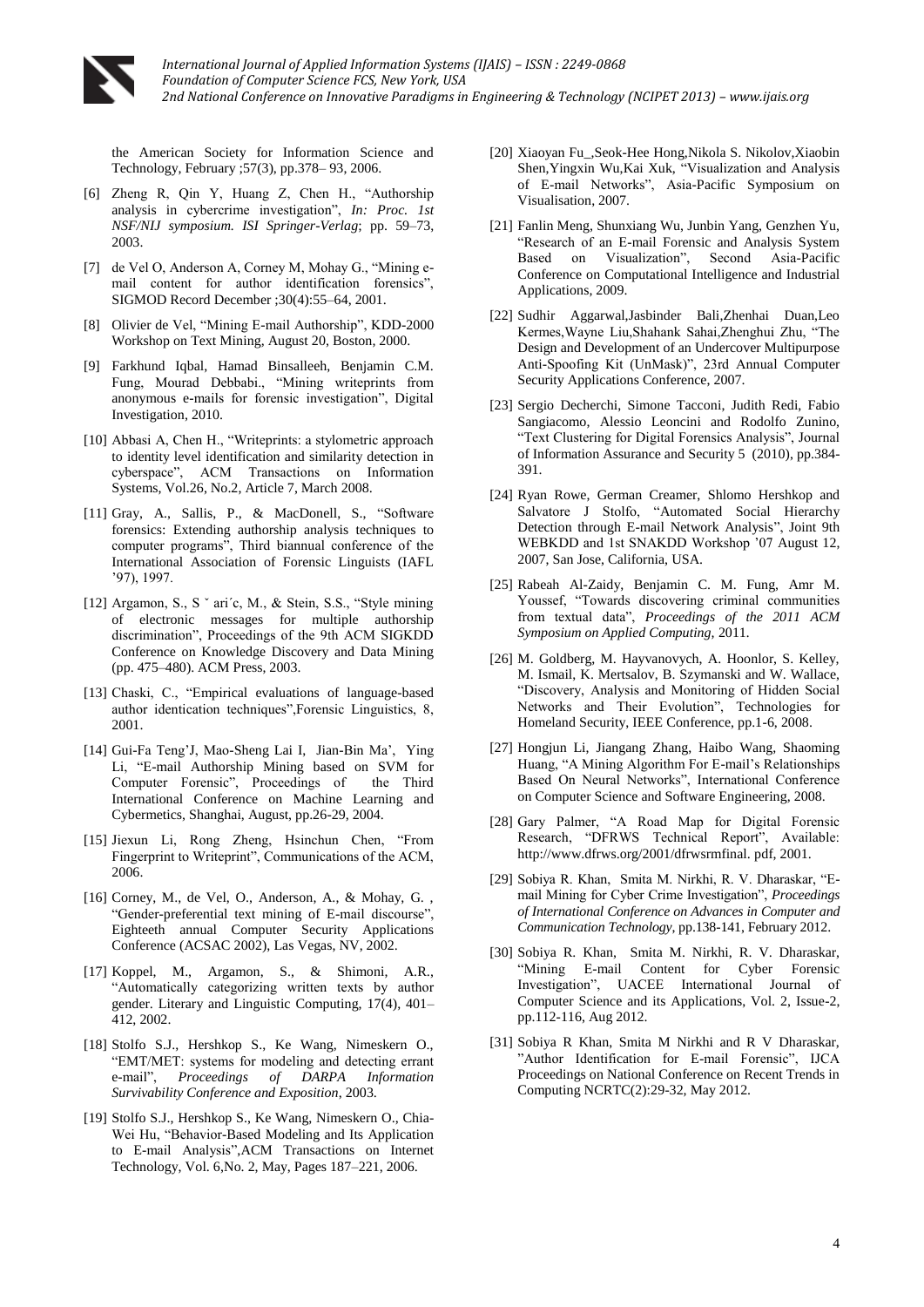the American Society for Information Science and Technology, February ;57(3), pp.378– 93, 2006.

[6] Zheng R, Qin Y, Huang Z, Chen H., "Authorship analysis in cybercrime investigation", *In: Proc. 1st NSF/NIJ symposium. ISI Springer-Verlag*; pp. 59–73, 2003.

[7] de Vel O, Anderson A, Corney M, Mohay G., "Mining e-mail content for author identification forensics", SIGMOD Record December ;30(4):55–64, 2001.

[8] Olivier de Vel, "Mining E-mail Authorship", KDD-2000 Workshop on Text Mining, August 20, Boston, 2000.

[9] Farkhund Iqbal, Hamad Binsalleeh, Benjamin C.M. Fung, Mourad Debbabi., "Mining writeprints from anonymous e-mails for forensic investigation", Digital Investigation, 2010.

[10] Abbasi A, Chen H., "Writeprints: a stylometric approach to identity level identification and similarity detection in cyberspace", ACM Transactions on Information Systems, Vol.26, No.2, Article 7, March 2008.

[11] Gray, A., Sallis, P., & MacDonell, S., "Software forensics: Extending authorship analysis techniques to computer programs", Third biannual conference of the International Association of Forensic Linguists (IAFL '97), 1997.

[12] Argamon, S., S ˇ ari´c, M., & Stein, S.S., "Style mining of electronic messages for multiple authorship discrimination", Proceedings of the 9th ACM SIGKDD Conference on Knowledge Discovery and Data Mining (pp. 475–480). ACM Press, 2003.

[13] Chaski, C., "Empirical evaluations of language-based author identication techniques",Forensic Linguistics, 8, 2001.

[14] Gui-Fa Teng'J, Mao-Sheng Lai I, Jian-Bin Ma', Ying Li, "E-mail Authorship Mining based on SVM for Computer Forensic", Proceedings of the Third International Conference on Machine Learning and Cybermetics, Shanghai, August, pp.26-29, 2004.

[15] Jiexun Li, Rong Zheng, Hsinchun Chen, "From Fingerprint to Writeprint", Communications of the ACM, 2006.

[16] Corney, M., de Vel, O., Anderson, A., & Mohay, G. , "Gender-preferential text mining of E-mail discourse", Eighteeth annual Computer Security Applications Conference (ACSAC 2002), Las Vegas, NV, 2002.

[17] Koppel, M., Argamon, S., & Shimoni, A.R., "Automatically categorizing written texts by author gender. Literary and Linguistic Computing, 17(4), 401–412, 2002.

[18] Stolfo S.J., Hershkop S., Ke Wang, Nimeskern O., "EMT/MET: systems for modeling and detecting errant e-mail", *Proceedings of DARPA Information Survivability Conference and Exposition*, 2003.

[19] Stolfo S.J., Hershkop S., Ke Wang, Nimeskern O., Chia-Wei Hu, "Behavior-Based Modeling and Its Application to E-mail Analysis",ACM Transactions on Internet Technology, Vol. 6,No. 2, May, Pages 187–221, 2006.

[20] Xiaoyan Fu_,Seok-Hee Hong,Nikola S. Nikolov,Xiaobin Shen,Yingxin Wu,Kai Xuk, "Visualization and Analysis of E-mail Networks", Asia-Pacific Symposium on Visualisation, 2007.

[21] Fanlin Meng, Shunxiang Wu, Junbin Yang, Genzhen Yu, "Research of an E-mail Forensic and Analysis System Based on Visualization", Second Asia-Pacific Conference on Computational Intelligence and Industrial Applications, 2009.

[22] Sudhir Aggarwal,Jasbinder Bali,Zhenhai Duan,Leo Kermes,Wayne Liu,Shahank Sahai,Zhenghui Zhu, "The Design and Development of an Undercover Multipurpose Anti-Spoofing Kit (UnMask)", 23rd Annual Computer Security Applications Conference, 2007.

[23] Sergio Decherchi, Simone Tacconi, Judith Redi, Fabio Sangiacomo, Alessio Leoncini and Rodolfo Zunino, "Text Clustering for Digital Forensics Analysis", Journal of Information Assurance and Security 5 (2010), pp.384-391.

[24] Ryan Rowe, German Creamer, Shlomo Hershkop and Salvatore J Stolfo, "Automated Social Hierarchy Detection through E-mail Network Analysis", Joint 9th WEBKDD and 1st SNAKDD Workshop '07 August 12, 2007, San Jose, California, USA.

[25] Rabeah Al-Zaidy, Benjamin C. M. Fung, Amr M. Youssef, "Towards discovering criminal communities from textual data", *Proceedings of the 2011 ACM Symposium on Applied Computing*, 2011.

[26] M. Goldberg, M. Hayvanovych, A. Hoonlor, S. Kelley, M. Ismail, K. Mertsalov, B. Szymanski and W. Wallace, "Discovery, Analysis and Monitoring of Hidden Social Networks and Their Evolution", Technologies for Homeland Security, IEEE Conference, pp.1-6, 2008.

[27] Hongjun Li, Jiangang Zhang, Haibo Wang, Shaoming Huang, "A Mining Algorithm For E-mail's Relationships Based On Neural Networks", International Conference on Computer Science and Software Engineering, 2008.

[28] Gary Palmer, "A Road Map for Digital Forensic Research, "DFRWS Technical Report", Available: http://www.dfrws.org/2001/dfrwsrmfinal. pdf, 2001.

[29] Sobiya R. Khan, Smita M. Nirkhi, R. V. Dharaskar, "E-mail Mining for Cyber Crime Investigation", *Proceedings of International Conference on Advances in Computer and Communication Technology*, pp.138-141, February 2012.

[30] Sobiya R. Khan, Smita M. Nirkhi, R. V. Dharaskar, "Mining E-mail Content for Cyber Forensic Investigation", UACEE International Journal of Computer Science and its Applications, Vol. 2, Issue-2, pp.112-116, Aug 2012.

[31] Sobiya R Khan, Smita M Nirkhi and R V Dharaskar, "Author Identification for E-mail Forensic", IJCA Proceedings on National Conference on Recent Trends in Computing NCRTC(2):29-32, May 2012.